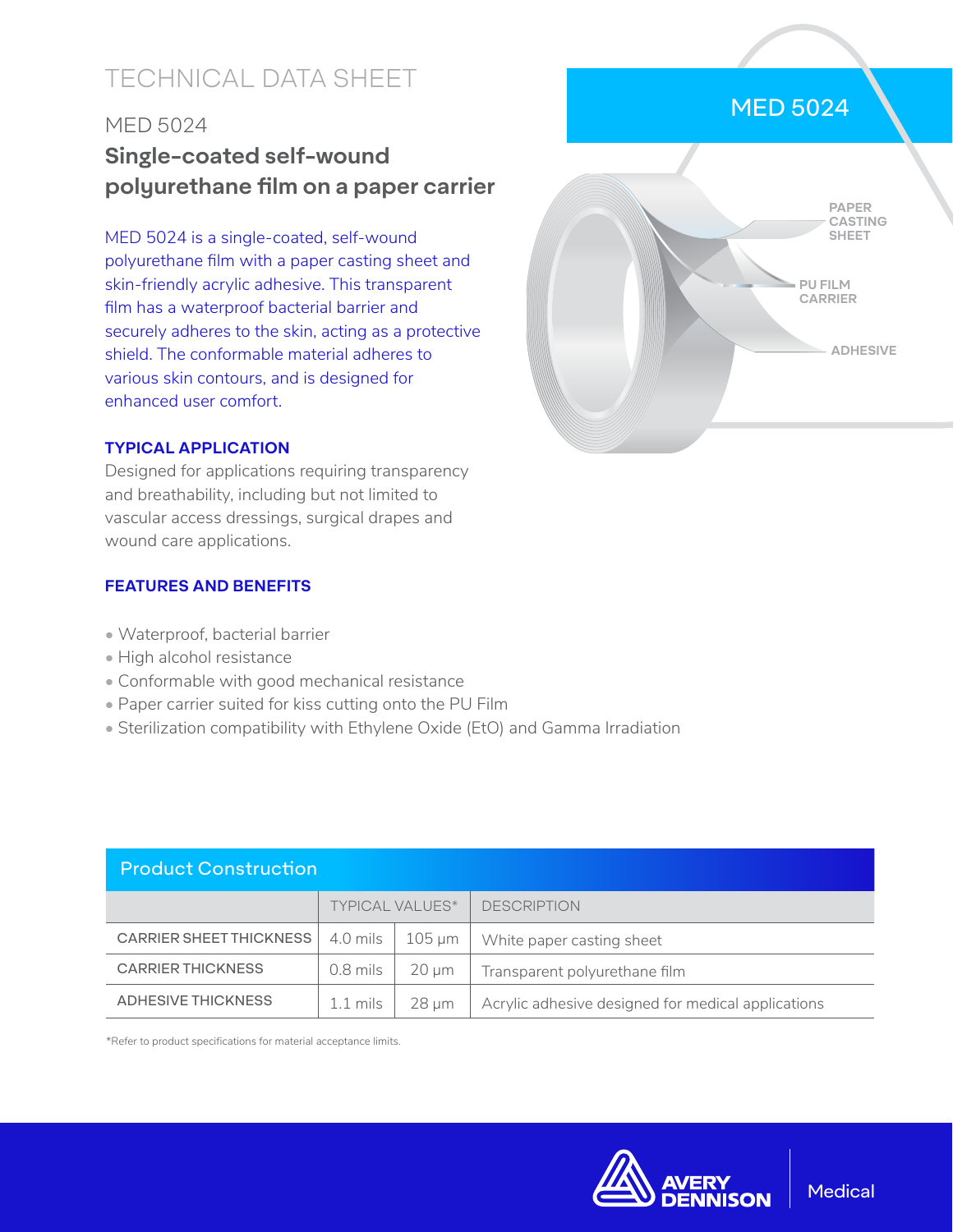# TECHNICAL DATA SHEET

## MED 5024

## Single-coated self-wound polyurethane film on a paper carrier

MED 5024 is a single-coated, self-wound polyurethane film with a paper casting sheet and skin-friendly acrylic adhesive. This transparent film has a waterproof bacterial barrier and securely adheres to the skin, acting as a protective shield. The conformable material adheres to various skin contours, and is designed for enhanced user comfort.

MED 5024

PAPER CASTING SHEET

PU FILM CARRIER

ADHESIVE

### TYPICAL APPLICATION

Designed for applications requiring transparency and breathability, including but not limited to vascular access dressings, surgical drapes and wound care applications.

### FEATURES AND BENEFITS

- Waterproof, bacterial barrier
- High alcohol resistance
- Conformable with good mechanical resistance
- Paper carrier suited for kiss cutting onto the PU Film
- Sterilization compatibility with Ethylene Oxide (EtO) and Gamma Irradiation

### Product Construction

| | TYPICAL VALUES* | | DESCRIPTION |
|---|---|---|---|
| CARRIER SHEET THICKNESS | 4.0 mils | 105 µm | White paper casting sheet |
| CARRIER THICKNESS | 0.8 mils | 20 µm | Transparent polyurethane film |
| ADHESIVE THICKNESS | 1.1 mils | 28 µm | Acrylic adhesive designed for medical applications |

*Refer to product specifications for material acceptance limits.

AVERY DENNISON Medical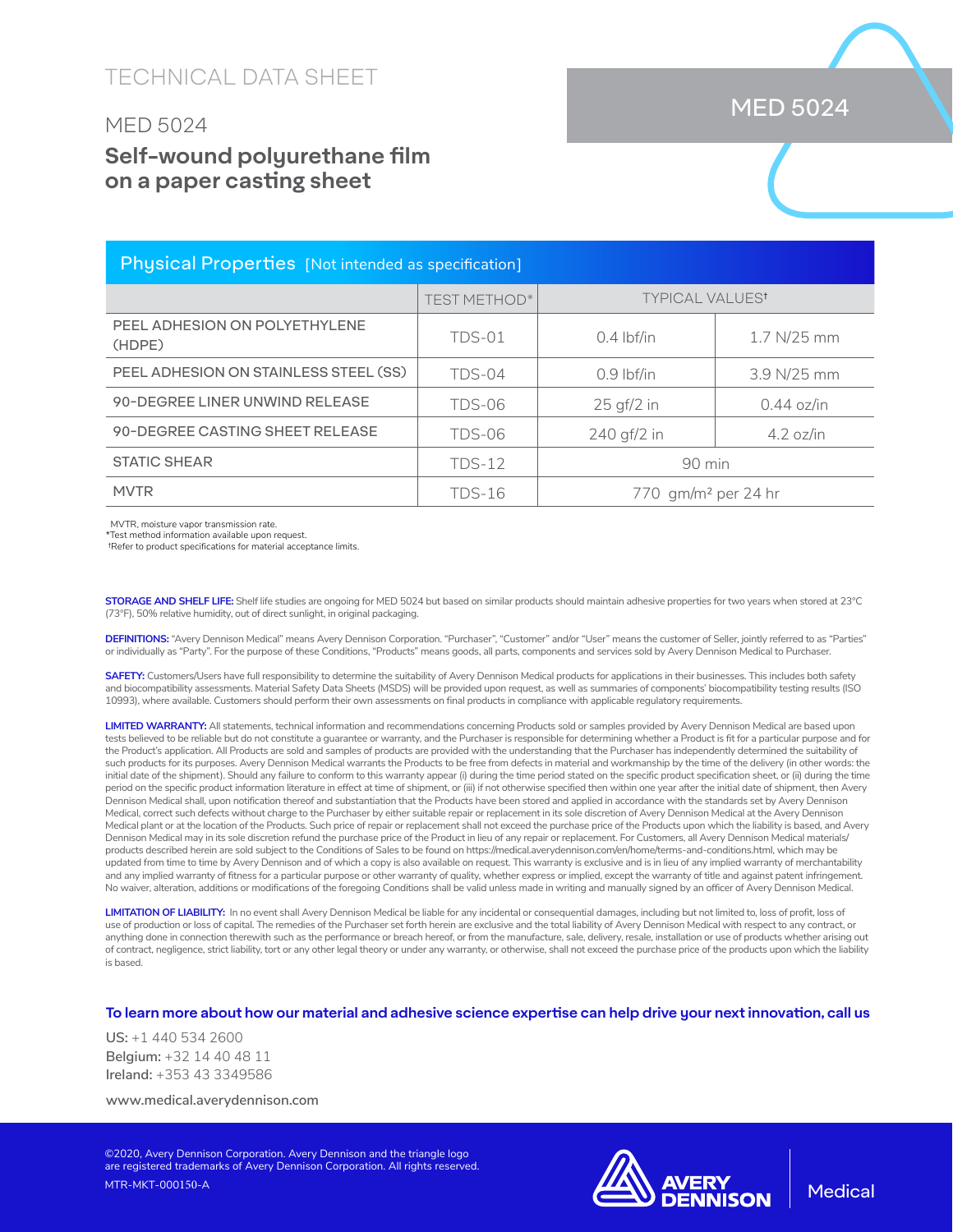# TECHNICAL DATA SHEET

MED 5024

## MED 5024

## Self-wound polyurethane film on a paper casting sheet

### Physical Properties [Not intended as specification]

| | TEST METHOD* | TYPICAL VALUES† | |
|---|---|---|---|
| PEEL ADHESION ON POLYETHYLENE (HDPE) | TDS-01 | 0.4 lbf/in | 1.7 N/25 mm |
| PEEL ADHESION ON STAINLESS STEEL (SS) | TDS-04 | 0.9 lbf/in | 3.9 N/25 mm |
| 90-DEGREE LINER UNWIND RELEASE | TDS-06 | 25 gf/2 in | 0.44 oz/in |
| 90-DEGREE CASTING SHEET RELEASE | TDS-06 | 240 gf/2 in | 4.2 oz/in |
| STATIC SHEAR | TDS-12 | 90 min | |
| MVTR | TDS-16 | 770 gm/m² per 24 hr | |

MVTR, moisture vapor transmission rate.
*Test method information available upon request.
†Refer to product specifications for material acceptance limits.

**STORAGE AND SHELF LIFE:** Shelf life studies are ongoing for MED 5024 but based on similar products should maintain adhesive properties for two years when stored at 23°C (73°F), 50% relative humidity, out of direct sunlight, in original packaging.

**DEFINITIONS:** "Avery Dennison Medical" means Avery Dennison Corporation. "Purchaser", "Customer" and/or "User" means the customer of Seller, jointly referred to as "Parties" or individually as "Party". For the purpose of these Conditions, "Products" means goods, all parts, components and services sold by Avery Dennison Medical to Purchaser.

**SAFETY:** Customers/Users have full responsibility to determine the suitability of Avery Dennison Medical products for applications in their businesses. This includes both safety and biocompatibility assessments. Material Safety Data Sheets (MSDS) will be provided upon request, as well as summaries of components' biocompatibility testing results (ISO 10993), where available. Customers should perform their own assessments on final products in compliance with applicable regulatory requirements.

**LIMITED WARRANTY:** All statements, technical information and recommendations concerning Products sold or samples provided by Avery Dennison Medical are based upon tests believed to be reliable but do not constitute a guarantee or warranty, and the Purchaser is responsible for determining whether a Product is fit for a particular purpose and for the Product's application. All Products are sold and samples of products are provided with the understanding that the Purchaser has independently determined the suitability of such products for its purposes. Avery Dennison Medical warrants the Products to be free from defects in material and workmanship by the time of the delivery (in other words: the initial date of the shipment). Should any failure to conform to this warranty appear (i) during the time period stated on the specific product specification sheet, or (ii) during the time period on the specific product information literature in effect at time of shipment, or (iii) if not otherwise specified then within one year after the initial date of shipment, then Avery Dennison Medical shall, upon notification thereof and substantiation that the Products have been stored and applied in accordance with the standards set by Avery Dennison Medical, correct such defects without charge to the Purchaser by either suitable repair or replacement in its sole discretion of Avery Dennison Medical at the Avery Dennison Medical plant or at the location of the Products. Such price of repair or replacement shall not exceed the purchase price of the Products upon which the liability is based, and Avery Dennison Medical may in its sole discretion refund the purchase price of the Product in lieu of any repair or replacement. For Customers, all Avery Dennison Medical materials/ products described herein are sold subject to the Conditions of Sales to be found on https://medical.averydennison.com/en/home/terms-and-conditions.html, which may be updated from time to time by Avery Dennison and of which a copy is also available on request. This warranty is exclusive and is in lieu of any implied warranty of merchantability and any implied warranty of fitness for a particular purpose or other warranty of quality, whether express or implied, except the warranty of title and against patent infringement. No waiver, alteration, additions or modifications of the foregoing Conditions shall be valid unless made in writing and manually signed by an officer of Avery Dennison Medical.

**LIMITATION OF LIABILITY:** In no event shall Avery Dennison Medical be liable for any incidental or consequential damages, including but not limited to, loss of profit, loss of use of production or loss of capital. The remedies of the Purchaser set forth herein are exclusive and the total liability of Avery Dennison Medical with respect to any contract, or anything done in connection therewith such as the performance or breach hereof, or from the manufacture, sale, delivery, resale, installation or use of products whether arising out of contract, negligence, strict liability, tort or any other legal theory or under any warranty, or otherwise, shall not exceed the purchase price of the products upon which the liability is based.

**To learn more about how our material and adhesive science expertise can help drive your next innovation, call us**

US: +1 440 534 2600
Belgium: +32 14 40 48 11
Ireland: +353 43 3349586

www.medical.averydennison.com

©2020, Avery Dennison Corporation. Avery Dennison and the triangle logo are registered trademarks of Avery Dennison Corporation. All rights reserved.

MTR-MKT-000150-A

AVERY DENNISON Medical